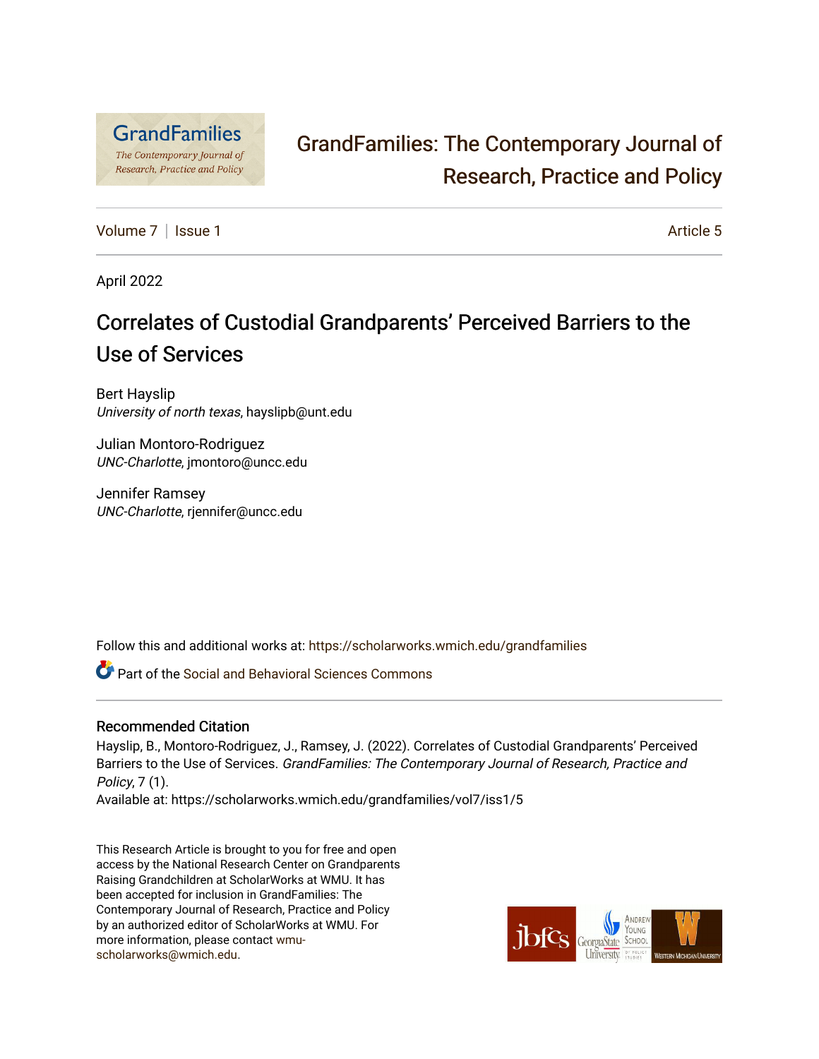# GrandFamilies: The Contemporary Journal of Research, Practice and Policy

Volume 7 | Issue 1 — Article 5

April 2022

## Correlates of Custodial Grandparents' Perceived Barriers to the Use of Services

Bert Hayslip
*University of north texas*, hayslipb@unt.edu

Julian Montoro-Rodriguez
*UNC-Charlotte*, jmontoro@uncc.edu

Jennifer Ramsey
*UNC-Charlotte*, rjennifer@uncc.edu

Follow this and additional works at: https://scholarworks.wmich.edu/grandfamilies

Part of the Social and Behavioral Sciences Commons

### Recommended Citation

Hayslip, B., Montoro-Rodriguez, J., Ramsey, J. (2022). Correlates of Custodial Grandparents' Perceived Barriers to the Use of Services. *GrandFamilies: The Contemporary Journal of Research, Practice and Policy*, 7 (1).
Available at: https://scholarworks.wmich.edu/grandfamilies/vol7/iss1/5

This Research Article is brought to you for free and open access by the National Research Center on Grandparents Raising Grandchildren at ScholarWorks at WMU. It has been accepted for inclusion in GrandFamilies: The Contemporary Journal of Research, Practice and Policy by an authorized editor of ScholarWorks at WMU. For more information, please contact wmu-scholarworks@wmich.edu.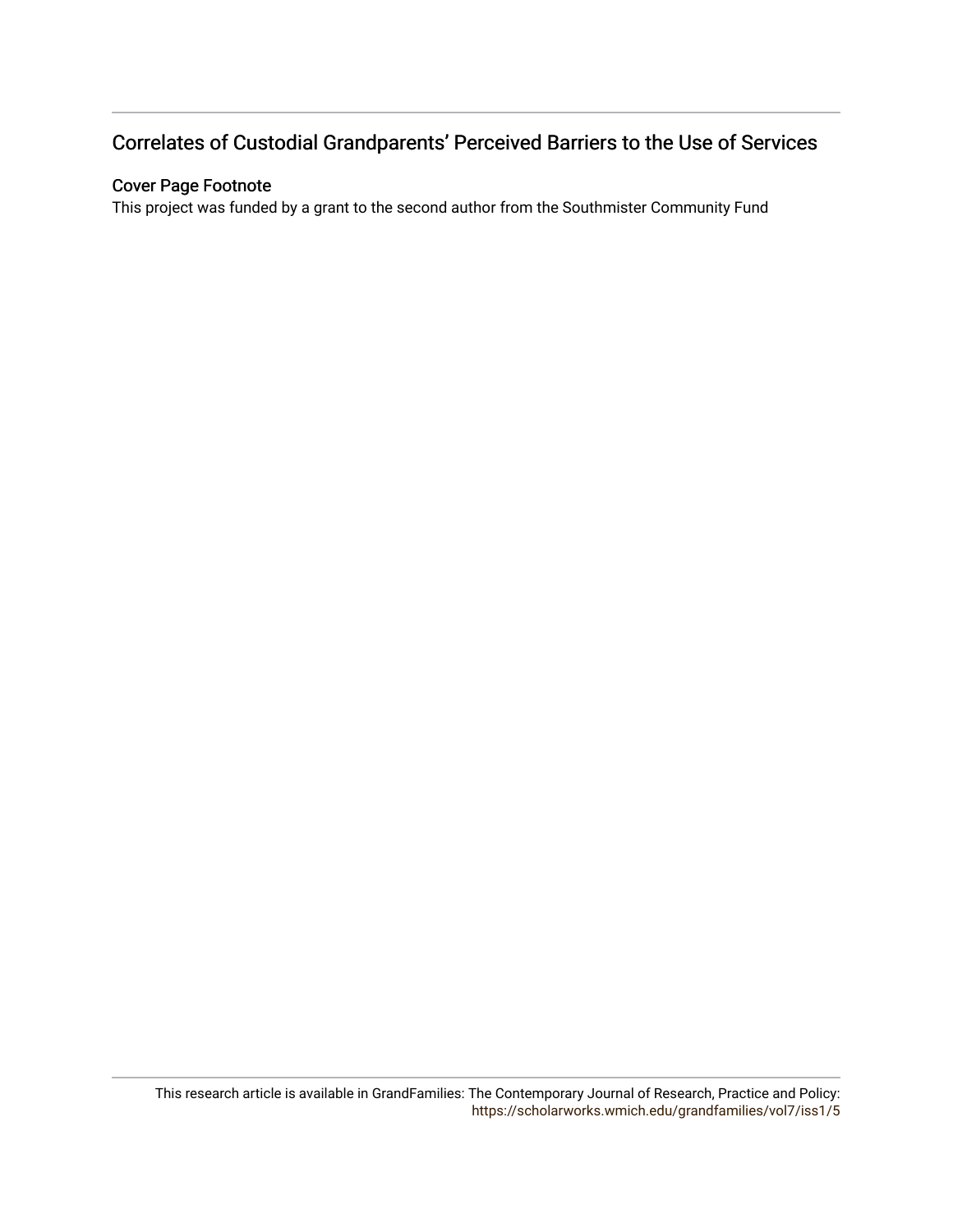# Correlates of Custodial Grandparents' Perceived Barriers to the Use of Services

## Cover Page Footnote

This project was funded by a grant to the second author from the Southmister Community Fund

This research article is available in GrandFamilies: The Contemporary Journal of Research, Practice and Policy: https://scholarworks.wmich.edu/grandfamilies/vol7/iss1/5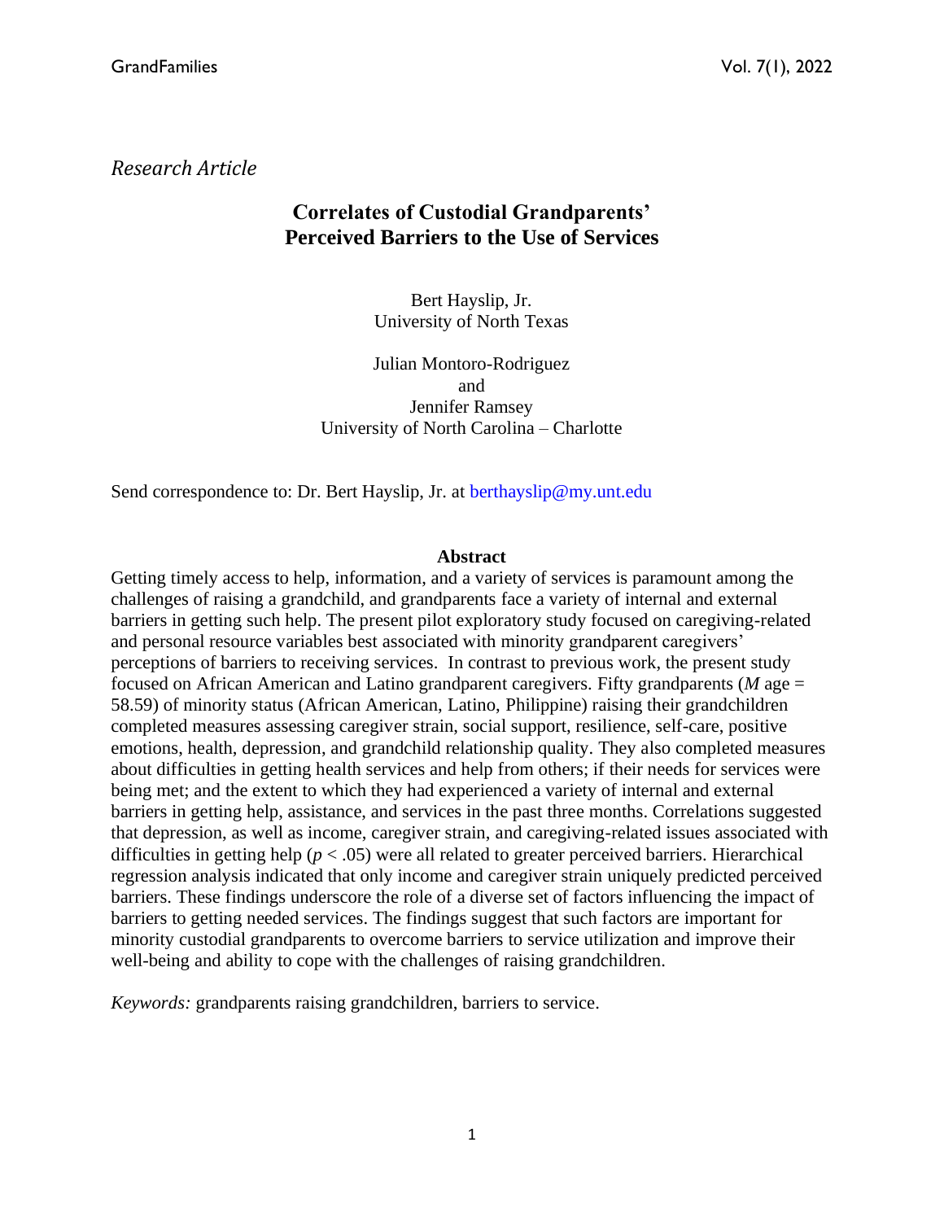*Research Article*

# Correlates of Custodial Grandparents' Perceived Barriers to the Use of Services

Bert Hayslip, Jr.
University of North Texas

Julian Montoro-Rodriguez
and
Jennifer Ramsey
University of North Carolina – Charlotte

Send correspondence to: Dr. Bert Hayslip, Jr. at berthayslip@my.unt.edu

## Abstract

Getting timely access to help, information, and a variety of services is paramount among the challenges of raising a grandchild, and grandparents face a variety of internal and external barriers in getting such help. The present pilot exploratory study focused on caregiving-related and personal resource variables best associated with minority grandparent caregivers' perceptions of barriers to receiving services. In contrast to previous work, the present study focused on African American and Latino grandparent caregivers. Fifty grandparents (*M* age = 58.59) of minority status (African American, Latino, Philippine) raising their grandchildren completed measures assessing caregiver strain, social support, resilience, self-care, positive emotions, health, depression, and grandchild relationship quality. They also completed measures about difficulties in getting health services and help from others; if their needs for services were being met; and the extent to which they had experienced a variety of internal and external barriers in getting help, assistance, and services in the past three months. Correlations suggested that depression, as well as income, caregiver strain, and caregiving-related issues associated with difficulties in getting help ($p < .05$) were all related to greater perceived barriers. Hierarchical regression analysis indicated that only income and caregiver strain uniquely predicted perceived barriers. These findings underscore the role of a diverse set of factors influencing the impact of barriers to getting needed services. The findings suggest that such factors are important for minority custodial grandparents to overcome barriers to service utilization and improve their well-being and ability to cope with the challenges of raising grandchildren.

*Keywords:* grandparents raising grandchildren, barriers to service.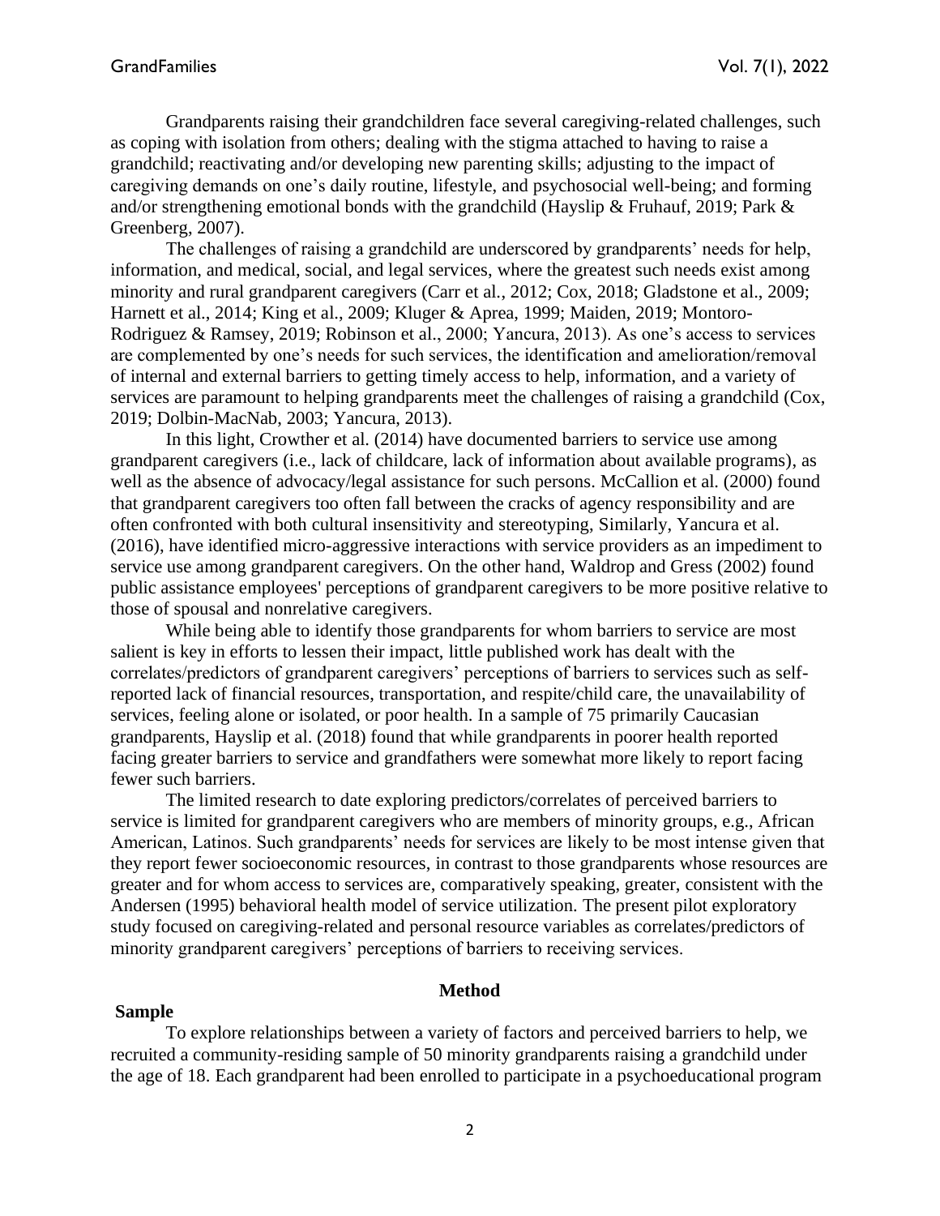Grandparents raising their grandchildren face several caregiving-related challenges, such as coping with isolation from others; dealing with the stigma attached to having to raise a grandchild; reactivating and/or developing new parenting skills; adjusting to the impact of caregiving demands on one's daily routine, lifestyle, and psychosocial well-being; and forming and/or strengthening emotional bonds with the grandchild (Hayslip & Fruhauf, 2019; Park & Greenberg, 2007).

The challenges of raising a grandchild are underscored by grandparents' needs for help, information, and medical, social, and legal services, where the greatest such needs exist among minority and rural grandparent caregivers (Carr et al., 2012; Cox, 2018; Gladstone et al., 2009; Harnett et al., 2014; King et al., 2009; Kluger & Aprea, 1999; Maiden, 2019; Montoro-Rodriguez & Ramsey, 2019; Robinson et al., 2000; Yancura, 2013). As one's access to services are complemented by one's needs for such services, the identification and amelioration/removal of internal and external barriers to getting timely access to help, information, and a variety of services are paramount to helping grandparents meet the challenges of raising a grandchild (Cox, 2019; Dolbin-MacNab, 2003; Yancura, 2013).

In this light, Crowther et al. (2014) have documented barriers to service use among grandparent caregivers (i.e., lack of childcare, lack of information about available programs), as well as the absence of advocacy/legal assistance for such persons. McCallion et al. (2000) found that grandparent caregivers too often fall between the cracks of agency responsibility and are often confronted with both cultural insensitivity and stereotyping, Similarly, Yancura et al. (2016), have identified micro-aggressive interactions with service providers as an impediment to service use among grandparent caregivers. On the other hand, Waldrop and Gress (2002) found public assistance employees' perceptions of grandparent caregivers to be more positive relative to those of spousal and nonrelative caregivers.

While being able to identify those grandparents for whom barriers to service are most salient is key in efforts to lessen their impact, little published work has dealt with the correlates/predictors of grandparent caregivers' perceptions of barriers to services such as self-reported lack of financial resources, transportation, and respite/child care, the unavailability of services, feeling alone or isolated, or poor health. In a sample of 75 primarily Caucasian grandparents, Hayslip et al. (2018) found that while grandparents in poorer health reported facing greater barriers to service and grandfathers were somewhat more likely to report facing fewer such barriers.

The limited research to date exploring predictors/correlates of perceived barriers to service is limited for grandparent caregivers who are members of minority groups, e.g., African American, Latinos. Such grandparents' needs for services are likely to be most intense given that they report fewer socioeconomic resources, in contrast to those grandparents whose resources are greater and for whom access to services are, comparatively speaking, greater, consistent with the Andersen (1995) behavioral health model of service utilization. The present pilot exploratory study focused on caregiving-related and personal resource variables as correlates/predictors of minority grandparent caregivers' perceptions of barriers to receiving services.

## Method

### Sample

To explore relationships between a variety of factors and perceived barriers to help, we recruited a community-residing sample of 50 minority grandparents raising a grandchild under the age of 18. Each grandparent had been enrolled to participate in a psychoeducational program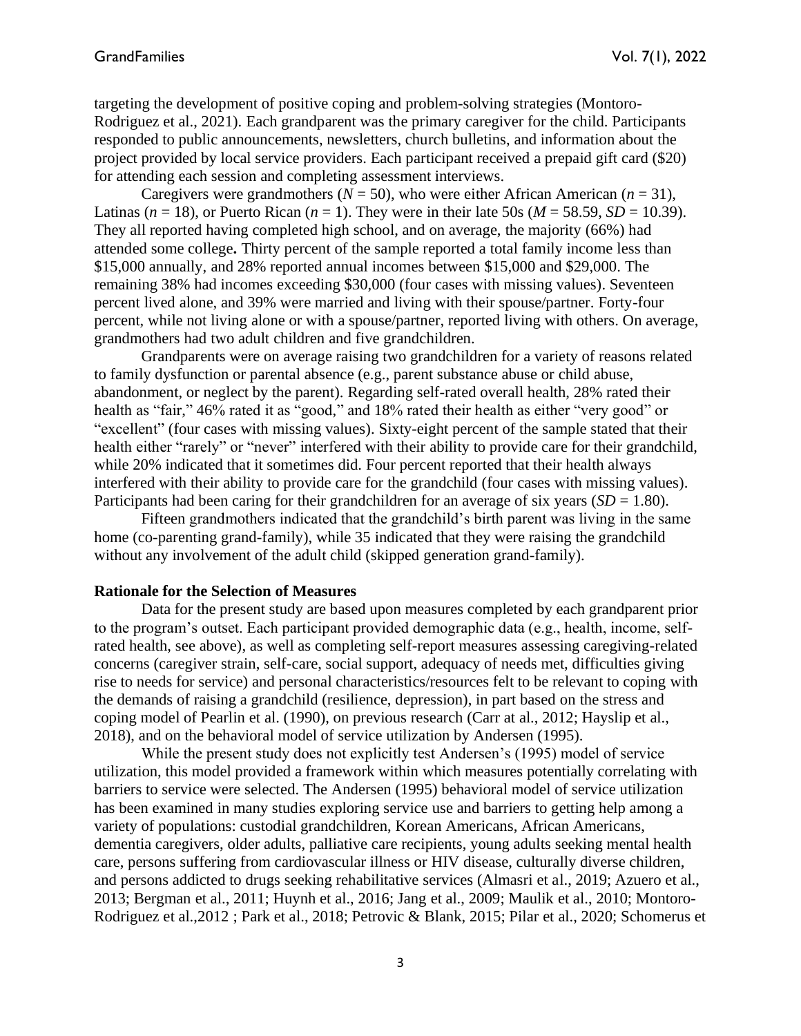targeting the development of positive coping and problem-solving strategies (Montoro-Rodriguez et al., 2021). Each grandparent was the primary caregiver for the child. Participants responded to public announcements, newsletters, church bulletins, and information about the project provided by local service providers. Each participant received a prepaid gift card ($20) for attending each session and completing assessment interviews.

Caregivers were grandmothers ($N$ = 50), who were either African American ($n$ = 31), Latinas ($n$ = 18), or Puerto Rican ($n$ = 1). They were in their late 50s ($M$ = 58.59, $SD$ = 10.39). They all reported having completed high school, and on average, the majority (66%) had attended some college**.** Thirty percent of the sample reported a total family income less than $15,000 annually, and 28% reported annual incomes between $15,000 and $29,000. The remaining 38% had incomes exceeding $30,000 (four cases with missing values). Seventeen percent lived alone, and 39% were married and living with their spouse/partner. Forty-four percent, while not living alone or with a spouse/partner, reported living with others. On average, grandmothers had two adult children and five grandchildren.

Grandparents were on average raising two grandchildren for a variety of reasons related to family dysfunction or parental absence (e.g., parent substance abuse or child abuse, abandonment, or neglect by the parent). Regarding self-rated overall health, 28% rated their health as "fair," 46% rated it as "good," and 18% rated their health as either "very good" or "excellent" (four cases with missing values). Sixty-eight percent of the sample stated that their health either "rarely" or "never" interfered with their ability to provide care for their grandchild, while 20% indicated that it sometimes did. Four percent reported that their health always interfered with their ability to provide care for the grandchild (four cases with missing values). Participants had been caring for their grandchildren for an average of six years ($SD$ = 1.80).

Fifteen grandmothers indicated that the grandchild's birth parent was living in the same home (co-parenting grand-family), while 35 indicated that they were raising the grandchild without any involvement of the adult child (skipped generation grand-family).

**Rationale for the Selection of Measures**

Data for the present study are based upon measures completed by each grandparent prior to the program's outset. Each participant provided demographic data (e.g., health, income, self-rated health, see above), as well as completing self-report measures assessing caregiving-related concerns (caregiver strain, self-care, social support, adequacy of needs met, difficulties giving rise to needs for service) and personal characteristics/resources felt to be relevant to coping with the demands of raising a grandchild (resilience, depression), in part based on the stress and coping model of Pearlin et al. (1990), on previous research (Carr at al., 2012; Hayslip et al., 2018), and on the behavioral model of service utilization by Andersen (1995).

While the present study does not explicitly test Andersen's (1995) model of service utilization, this model provided a framework within which measures potentially correlating with barriers to service were selected. The Andersen (1995) behavioral model of service utilization has been examined in many studies exploring service use and barriers to getting help among a variety of populations: custodial grandchildren, Korean Americans, African Americans, dementia caregivers, older adults, palliative care recipients, young adults seeking mental health care, persons suffering from cardiovascular illness or HIV disease, culturally diverse children, and persons addicted to drugs seeking rehabilitative services (Almasri et al., 2019; Azuero et al., 2013; Bergman et al., 2011; Huynh et al., 2016; Jang et al., 2009; Maulik et al., 2010; Montoro-Rodriguez et al.,2012 ; Park et al., 2018; Petrovic & Blank, 2015; Pilar et al., 2020; Schomerus et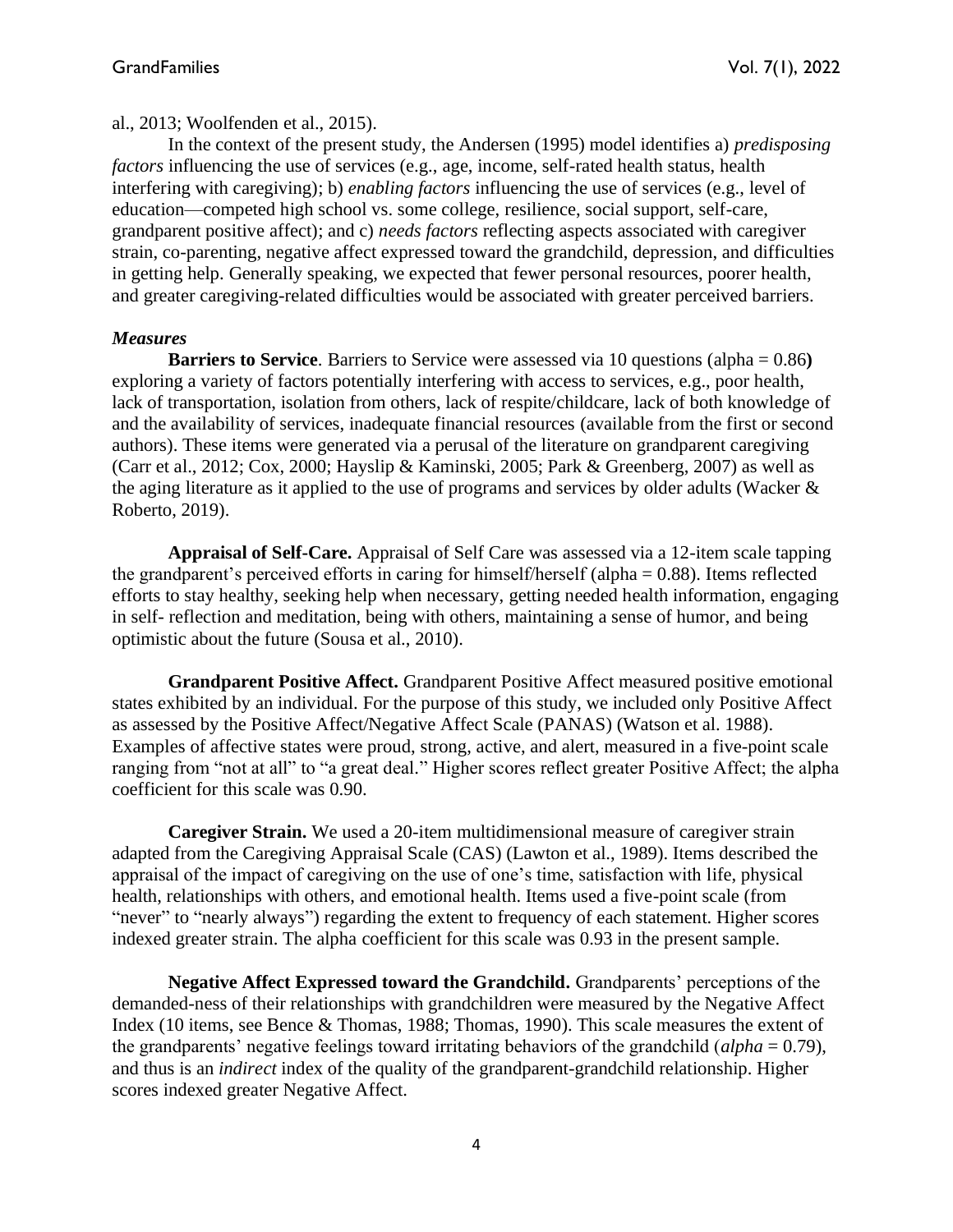al., 2013; Woolfenden et al., 2015).

In the context of the present study, the Andersen (1995) model identifies a) *predisposing factors* influencing the use of services (e.g., age, income, self-rated health status, health interfering with caregiving); b) *enabling factors* influencing the use of services (e.g., level of education—competed high school vs. some college, resilience, social support, self-care, grandparent positive affect); and c) *needs factors* reflecting aspects associated with caregiver strain, co-parenting, negative affect expressed toward the grandchild, depression, and difficulties in getting help. Generally speaking, we expected that fewer personal resources, poorer health, and greater caregiving-related difficulties would be associated with greater perceived barriers.

### *Measures*

**Barriers to Service**. Barriers to Service were assessed via 10 questions (alpha = 0.86**)** exploring a variety of factors potentially interfering with access to services, e.g., poor health, lack of transportation, isolation from others, lack of respite/childcare, lack of both knowledge of and the availability of services, inadequate financial resources (available from the first or second authors). These items were generated via a perusal of the literature on grandparent caregiving (Carr et al., 2012; Cox, 2000; Hayslip & Kaminski, 2005; Park & Greenberg, 2007) as well as the aging literature as it applied to the use of programs and services by older adults (Wacker & Roberto, 2019).

**Appraisal of Self-Care.** Appraisal of Self Care was assessed via a 12-item scale tapping the grandparent's perceived efforts in caring for himself/herself (alpha = 0.88). Items reflected efforts to stay healthy, seeking help when necessary, getting needed health information, engaging in self- reflection and meditation, being with others, maintaining a sense of humor, and being optimistic about the future (Sousa et al., 2010).

**Grandparent Positive Affect.** Grandparent Positive Affect measured positive emotional states exhibited by an individual. For the purpose of this study, we included only Positive Affect as assessed by the Positive Affect/Negative Affect Scale (PANAS) (Watson et al. 1988). Examples of affective states were proud, strong, active, and alert, measured in a five-point scale ranging from "not at all" to "a great deal." Higher scores reflect greater Positive Affect; the alpha coefficient for this scale was 0.90.

**Caregiver Strain.** We used a 20-item multidimensional measure of caregiver strain adapted from the Caregiving Appraisal Scale (CAS) (Lawton et al., 1989). Items described the appraisal of the impact of caregiving on the use of one's time, satisfaction with life, physical health, relationships with others, and emotional health. Items used a five-point scale (from "never" to "nearly always") regarding the extent to frequency of each statement. Higher scores indexed greater strain. The alpha coefficient for this scale was 0.93 in the present sample.

**Negative Affect Expressed toward the Grandchild.** Grandparents' perceptions of the demanded-ness of their relationships with grandchildren were measured by the Negative Affect Index (10 items, see Bence & Thomas, 1988; Thomas, 1990). This scale measures the extent of the grandparents' negative feelings toward irritating behaviors of the grandchild (*alpha* = 0.79), and thus is an *indirect* index of the quality of the grandparent-grandchild relationship. Higher scores indexed greater Negative Affect.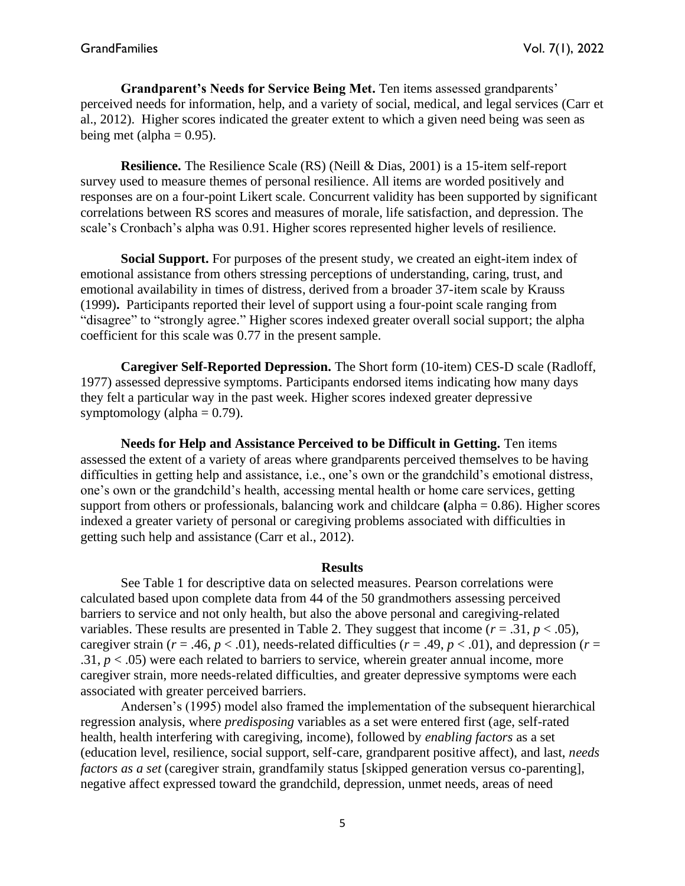**Grandparent's Needs for Service Being Met.** Ten items assessed grandparents' perceived needs for information, help, and a variety of social, medical, and legal services (Carr et al., 2012). Higher scores indicated the greater extent to which a given need being was seen as being met (alpha = 0.95).

**Resilience.** The Resilience Scale (RS) (Neill & Dias, 2001) is a 15-item self-report survey used to measure themes of personal resilience. All items are worded positively and responses are on a four-point Likert scale. Concurrent validity has been supported by significant correlations between RS scores and measures of morale, life satisfaction, and depression. The scale's Cronbach's alpha was 0.91. Higher scores represented higher levels of resilience.

**Social Support.** For purposes of the present study, we created an eight-item index of emotional assistance from others stressing perceptions of understanding, caring, trust, and emotional availability in times of distress, derived from a broader 37-item scale by Krauss (1999)**.** Participants reported their level of support using a four-point scale ranging from "disagree" to "strongly agree." Higher scores indexed greater overall social support; the alpha coefficient for this scale was 0.77 in the present sample.

**Caregiver Self-Reported Depression.** The Short form (10-item) CES-D scale (Radloff, 1977) assessed depressive symptoms. Participants endorsed items indicating how many days they felt a particular way in the past week. Higher scores indexed greater depressive symptomology (alpha = 0.79).

**Needs for Help and Assistance Perceived to be Difficult in Getting.** Ten items assessed the extent of a variety of areas where grandparents perceived themselves to be having difficulties in getting help and assistance, i.e., one's own or the grandchild's emotional distress, one's own or the grandchild's health, accessing mental health or home care services, getting support from others or professionals, balancing work and childcare **(**alpha = 0.86). Higher scores indexed a greater variety of personal or caregiving problems associated with difficulties in getting such help and assistance (Carr et al., 2012).

## Results

See Table 1 for descriptive data on selected measures. Pearson correlations were calculated based upon complete data from 44 of the 50 grandmothers assessing perceived barriers to service and not only health, but also the above personal and caregiving-related variables. These results are presented in Table 2. They suggest that income ($r = .31$, $p < .05$), caregiver strain ($r = .46$, $p < .01$), needs-related difficulties ($r = .49$, $p < .01$), and depression ($r = .31$, $p < .05$) were each related to barriers to service, wherein greater annual income, more caregiver strain, more needs-related difficulties, and greater depressive symptoms were each associated with greater perceived barriers.

Andersen's (1995) model also framed the implementation of the subsequent hierarchical regression analysis, where *predisposing* variables as a set were entered first (age, self-rated health, health interfering with caregiving, income), followed by *enabling factors* as a set (education level, resilience, social support, self-care, grandparent positive affect), and last, *needs factors as a set* (caregiver strain, grandfamily status [skipped generation versus co-parenting], negative affect expressed toward the grandchild, depression, unmet needs, areas of need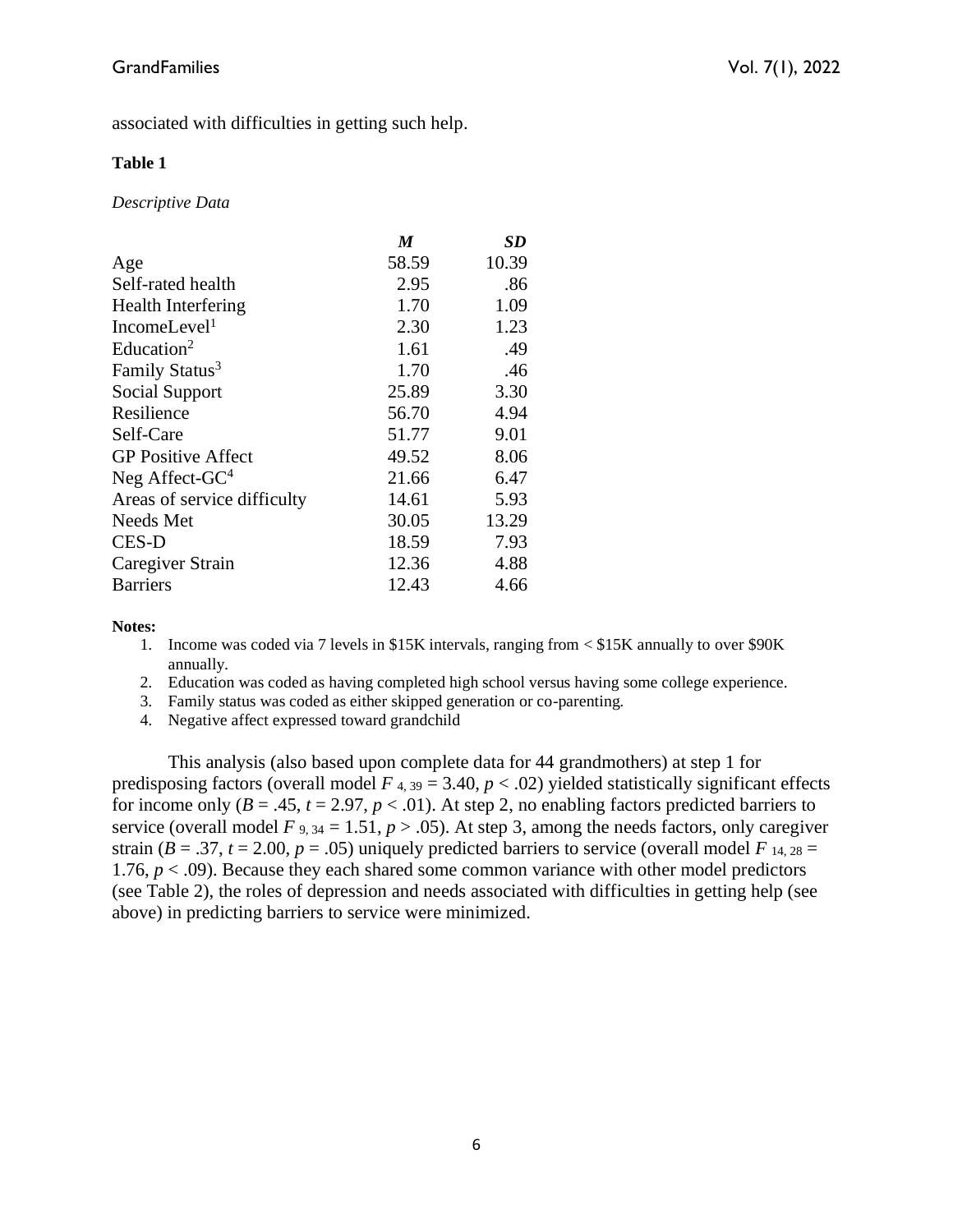associated with difficulties in getting such help.

**Table 1**

*Descriptive Data*

| | ***M*** | ***SD*** |
|---|---|---|
| Age | 58.59 | 10.39 |
| Self-rated health | 2.95 | .86 |
| Health Interfering | 1.70 | 1.09 |
| IncomeLevel[1] | 2.30 | 1.23 |
| Education[2] | 1.61 | .49 |
| Family Status[3] | 1.70 | .46 |
| Social Support | 25.89 | 3.30 |
| Resilience | 56.70 | 4.94 |
| Self-Care | 51.77 | 9.01 |
| GP Positive Affect | 49.52 | 8.06 |
| Neg Affect-GC[4] | 21.66 | 6.47 |
| Areas of service difficulty | 14.61 | 5.93 |
| Needs Met | 30.05 | 13.29 |
| CES-D | 18.59 | 7.93 |
| Caregiver Strain | 12.36 | 4.88 |
| Barriers | 12.43 | 4.66 |

**Notes:**

1. Income was coded via 7 levels in $15K intervals, ranging from < $15K annually to over $90K annually.
2. Education was coded as having completed high school versus having some college experience.
3. Family status was coded as either skipped generation or co-parenting.
4. Negative affect expressed toward grandchild

This analysis (also based upon complete data for 44 grandmothers) at step 1 for predisposing factors (overall model $F_{4, 39} = 3.40$, $p < .02$) yielded statistically significant effects for income only ($B = .45$, $t = 2.97$, $p < .01$). At step 2, no enabling factors predicted barriers to service (overall model $F_{9, 34} = 1.51$, $p > .05$). At step 3, among the needs factors, only caregiver strain ($B = .37$, $t = 2.00$, $p = .05$) uniquely predicted barriers to service (overall model $F_{14, 28} = 1.76$, $p < .09$). Because they each shared some common variance with other model predictors (see Table 2), the roles of depression and needs associated with difficulties in getting help (see above) in predicting barriers to service were minimized.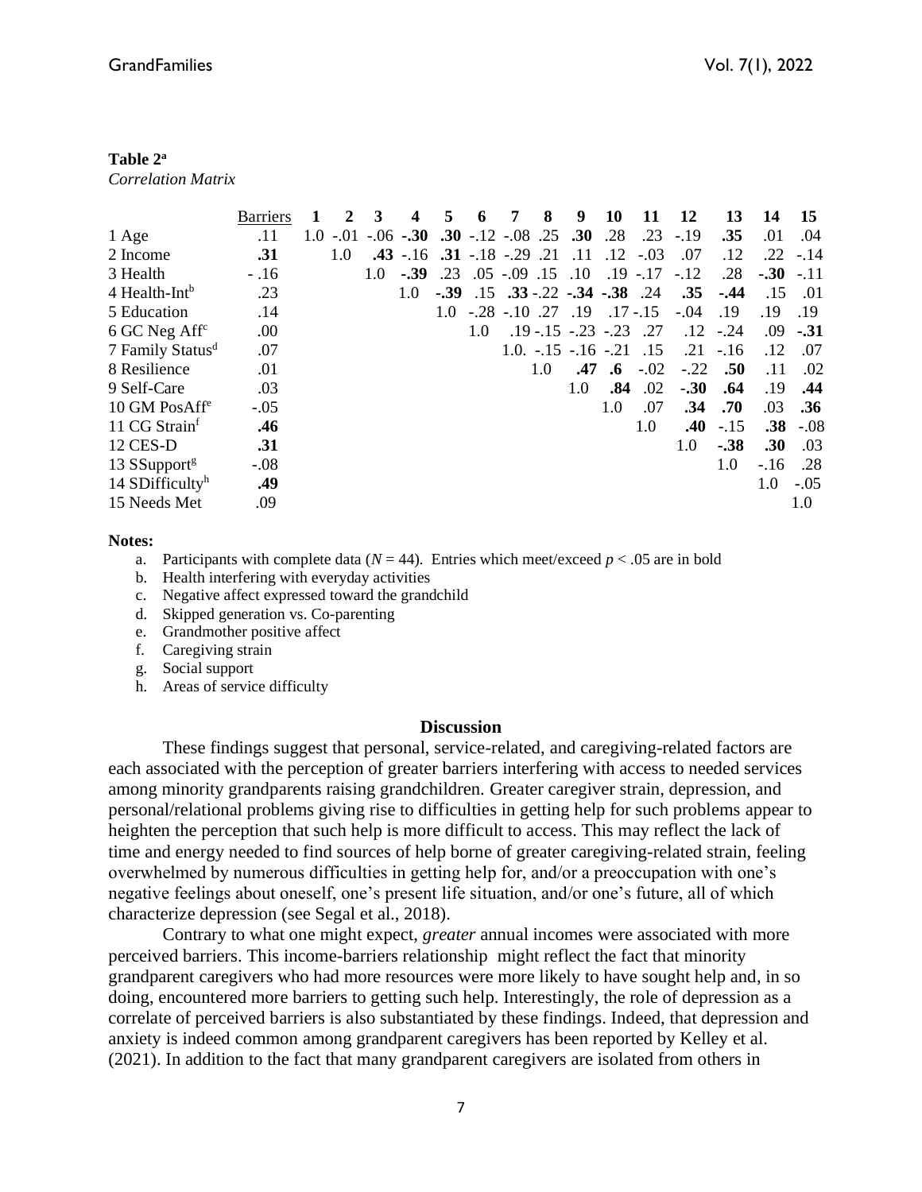**Table 2[a]**
*Correlation Matrix*

| | Barriers | 1 | 2 | 3 | 4 | 5 | 6 | 7 | 8 | 9 | 10 | 11 | 12 | 13 | 14 | 15 |
|---|---|---|---|---|---|---|---|---|---|---|---|---|---|---|---|---|
| 1 Age | .11 | 1.0 | -.01 | -.06 | **-.30** | **.30** | -.12 | -.08 | .25 | **.30** | .28 | .23 | -.19 | **.35** | .01 | .04 |
| 2 Income | **.31** | | 1.0 | **.43** | -.16 | **.31** | -.18 | -.29 | .21 | .11 | .12 | -.03 | .07 | .12 | .22 | -.14 |
| 3 Health | - .16 | | | 1.0 | **-.39** | .23 | .05 | -.09 | .15 | .10 | .19 | -.17 | -.12 | .28 | **-.30** | -.11 |
| 4 Health-Int[b] | .23 | | | | 1.0 | **-.39** | .15 | **.33** | -.22 | **-.34** | **-.38** | .24 | **.35** | **-.44** | .15 | .01 |
| 5 Education | .14 | | | | | 1.0 | -.28 | -.10 | .27 | .19 | .17 | -.15 | -.04 | .19 | .19 | .19 |
| 6 GC Neg Aff[c] | .00 | | | | | | 1.0 | .19 | -.15 | -.23 | -.23 | .27 | .12 | -.24 | .09 | **-.31** |
| 7 Family Status[d] | .07 | | | | | | | 1.0. | -.15 | -.16 | -.21 | .15 | .21 | -.16 | .12 | .07 |
| 8 Resilience | .01 | | | | | | | | 1.0 | **.47** | **.6** | -.02 | -.22 | **.50** | .11 | .02 |
| 9 Self-Care | .03 | | | | | | | | | 1.0 | **.84** | .02 | **-.30** | **.64** | .19 | **.44** |
| 10 GM PosAff[e] | -.05 | | | | | | | | | | 1.0 | .07 | **.34** | **.70** | .03 | **.36** |
| 11 CG Strain[f] | **.46** | | | | | | | | | | | 1.0 | **.40** | -.15 | **.38** | -.08 |
| 12 CES-D | **.31** | | | | | | | | | | | | 1.0 | **-.38** | **.30** | .03 |
| 13 SSupport[g] | -.08 | | | | | | | | | | | | | 1.0 | -.16 | .28 |
| 14 SDifficulty[h] | **.49** | | | | | | | | | | | | | | 1.0 | -.05 |
| 15 Needs Met | .09 | | | | | | | | | | | | | | | 1.0 |

**Notes:**

a. Participants with complete data ($N$ = 44). Entries which meet/exceed $p < .05$ are in bold
b. Health interfering with everyday activities
c. Negative affect expressed toward the grandchild
d. Skipped generation vs. Co-parenting
e. Grandmother positive affect
f. Caregiving strain
g. Social support
h. Areas of service difficulty

## Discussion

These findings suggest that personal, service-related, and caregiving-related factors are each associated with the perception of greater barriers interfering with access to needed services among minority grandparents raising grandchildren. Greater caregiver strain, depression, and personal/relational problems giving rise to difficulties in getting help for such problems appear to heighten the perception that such help is more difficult to access. This may reflect the lack of time and energy needed to find sources of help borne of greater caregiving-related strain, feeling overwhelmed by numerous difficulties in getting help for, and/or a preoccupation with one's negative feelings about oneself, one's present life situation, and/or one's future, all of which characterize depression (see Segal et al., 2018).

Contrary to what one might expect, *greater* annual incomes were associated with more perceived barriers. This income-barriers relationship might reflect the fact that minority grandparent caregivers who had more resources were more likely to have sought help and, in so doing, encountered more barriers to getting such help. Interestingly, the role of depression as a correlate of perceived barriers is also substantiated by these findings. Indeed, that depression and anxiety is indeed common among grandparent caregivers has been reported by Kelley et al. (2021). In addition to the fact that many grandparent caregivers are isolated from others in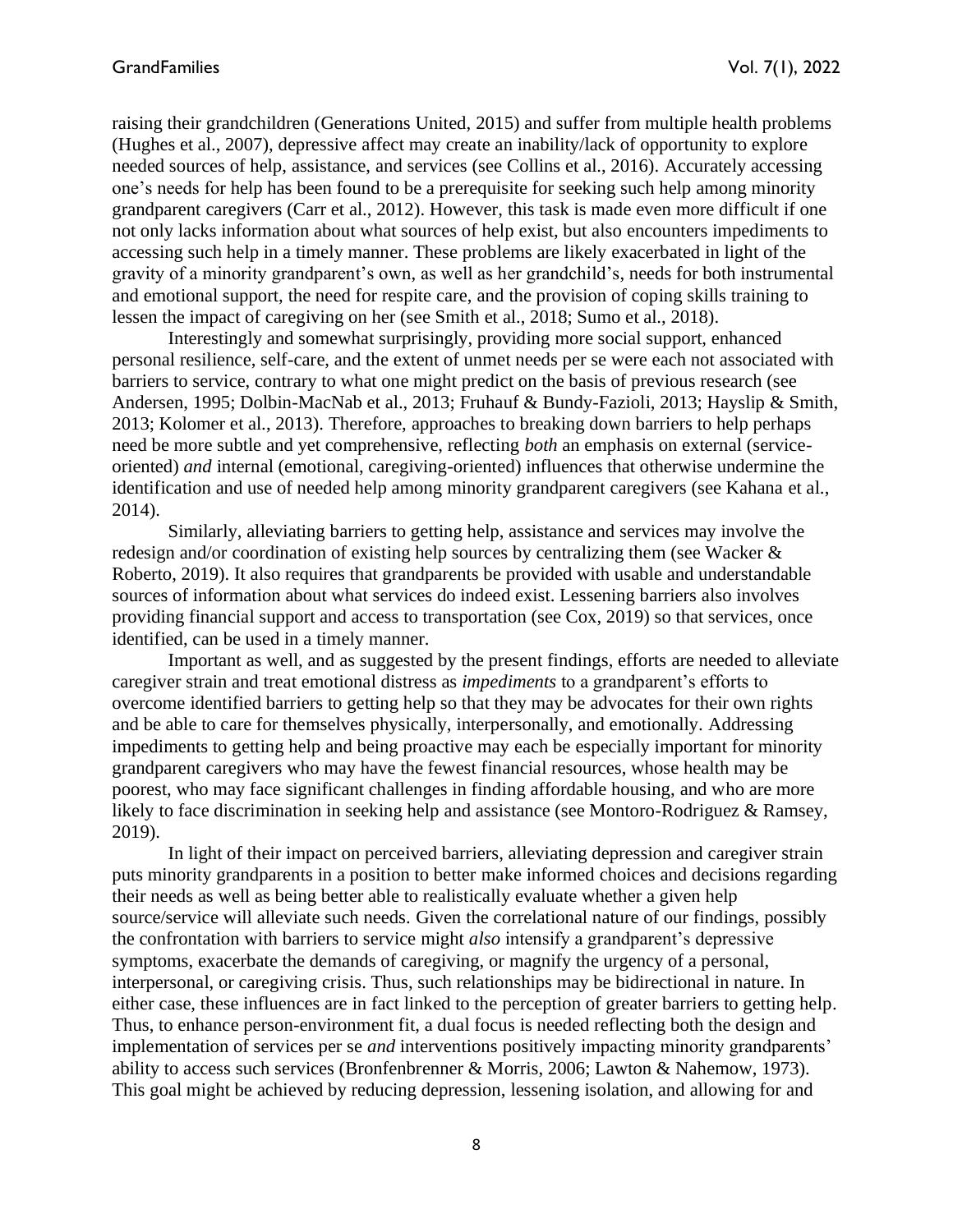raising their grandchildren (Generations United, 2015) and suffer from multiple health problems (Hughes et al., 2007), depressive affect may create an inability/lack of opportunity to explore needed sources of help, assistance, and services (see Collins et al., 2016). Accurately accessing one's needs for help has been found to be a prerequisite for seeking such help among minority grandparent caregivers (Carr et al., 2012). However, this task is made even more difficult if one not only lacks information about what sources of help exist, but also encounters impediments to accessing such help in a timely manner. These problems are likely exacerbated in light of the gravity of a minority grandparent's own, as well as her grandchild's, needs for both instrumental and emotional support, the need for respite care, and the provision of coping skills training to lessen the impact of caregiving on her (see Smith et al., 2018; Sumo et al., 2018).

Interestingly and somewhat surprisingly, providing more social support, enhanced personal resilience, self-care, and the extent of unmet needs per se were each not associated with barriers to service, contrary to what one might predict on the basis of previous research (see Andersen, 1995; Dolbin-MacNab et al., 2013; Fruhauf & Bundy-Fazioli, 2013; Hayslip & Smith, 2013; Kolomer et al., 2013). Therefore, approaches to breaking down barriers to help perhaps need be more subtle and yet comprehensive, reflecting *both* an emphasis on external (service-oriented) *and* internal (emotional, caregiving-oriented) influences that otherwise undermine the identification and use of needed help among minority grandparent caregivers (see Kahana et al., 2014).

Similarly, alleviating barriers to getting help, assistance and services may involve the redesign and/or coordination of existing help sources by centralizing them (see Wacker & Roberto, 2019). It also requires that grandparents be provided with usable and understandable sources of information about what services do indeed exist. Lessening barriers also involves providing financial support and access to transportation (see Cox, 2019) so that services, once identified, can be used in a timely manner.

Important as well, and as suggested by the present findings, efforts are needed to alleviate caregiver strain and treat emotional distress as *impediments* to a grandparent's efforts to overcome identified barriers to getting help so that they may be advocates for their own rights and be able to care for themselves physically, interpersonally, and emotionally. Addressing impediments to getting help and being proactive may each be especially important for minority grandparent caregivers who may have the fewest financial resources, whose health may be poorest, who may face significant challenges in finding affordable housing, and who are more likely to face discrimination in seeking help and assistance (see Montoro-Rodriguez & Ramsey, 2019).

In light of their impact on perceived barriers, alleviating depression and caregiver strain puts minority grandparents in a position to better make informed choices and decisions regarding their needs as well as being better able to realistically evaluate whether a given help source/service will alleviate such needs. Given the correlational nature of our findings, possibly the confrontation with barriers to service might *also* intensify a grandparent's depressive symptoms, exacerbate the demands of caregiving, or magnify the urgency of a personal, interpersonal, or caregiving crisis. Thus, such relationships may be bidirectional in nature. In either case, these influences are in fact linked to the perception of greater barriers to getting help. Thus, to enhance person-environment fit, a dual focus is needed reflecting both the design and implementation of services per se *and* interventions positively impacting minority grandparents' ability to access such services (Bronfenbrenner & Morris, 2006; Lawton & Nahemow, 1973). This goal might be achieved by reducing depression, lessening isolation, and allowing for and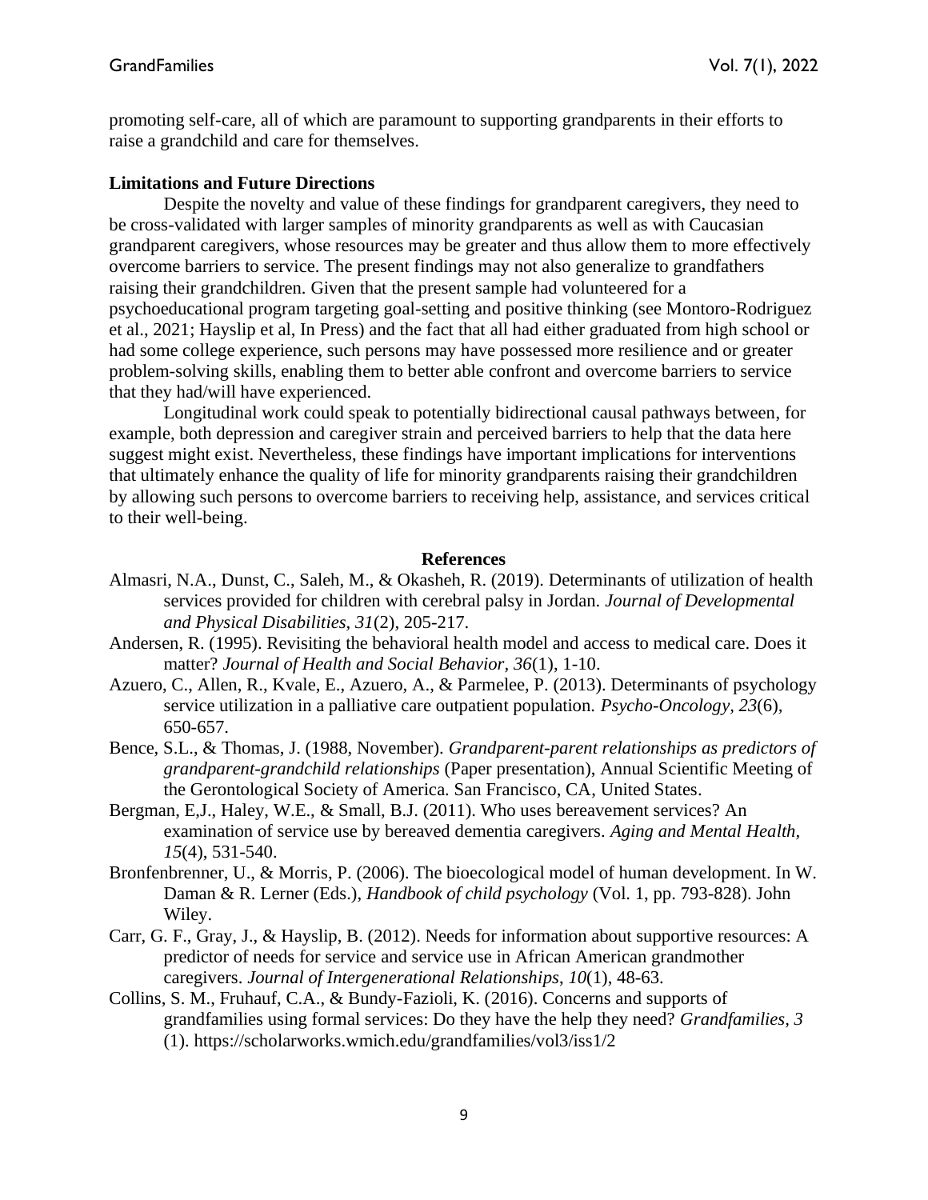promoting self-care, all of which are paramount to supporting grandparents in their efforts to raise a grandchild and care for themselves.

### Limitations and Future Directions

Despite the novelty and value of these findings for grandparent caregivers, they need to be cross-validated with larger samples of minority grandparents as well as with Caucasian grandparent caregivers, whose resources may be greater and thus allow them to more effectively overcome barriers to service. The present findings may not also generalize to grandfathers raising their grandchildren. Given that the present sample had volunteered for a psychoeducational program targeting goal-setting and positive thinking (see Montoro-Rodriguez et al., 2021; Hayslip et al, In Press) and the fact that all had either graduated from high school or had some college experience, such persons may have possessed more resilience and or greater problem-solving skills, enabling them to better able confront and overcome barriers to service that they had/will have experienced.

Longitudinal work could speak to potentially bidirectional causal pathways between, for example, both depression and caregiver strain and perceived barriers to help that the data here suggest might exist. Nevertheless, these findings have important implications for interventions that ultimately enhance the quality of life for minority grandparents raising their grandchildren by allowing such persons to overcome barriers to receiving help, assistance, and services critical to their well-being.

### References

Almasri, N.A., Dunst, C., Saleh, M., & Okasheh, R. (2019). Determinants of utilization of health services provided for children with cerebral palsy in Jordan. *Journal of Developmental and Physical Disabilities, 31*(2), 205-217.

Andersen, R. (1995). Revisiting the behavioral health model and access to medical care. Does it matter? *Journal of Health and Social Behavior, 36*(1), 1-10.

Azuero, C., Allen, R., Kvale, E., Azuero, A., & Parmelee, P. (2013). Determinants of psychology service utilization in a palliative care outpatient population. *Psycho-Oncology, 23*(6), 650-657.

Bence, S.L., & Thomas, J. (1988, November). *Grandparent-parent relationships as predictors of grandparent-grandchild relationships* (Paper presentation), Annual Scientific Meeting of the Gerontological Society of America. San Francisco, CA, United States.

Bergman, E,J., Haley, W.E., & Small, B.J. (2011). Who uses bereavement services? An examination of service use by bereaved dementia caregivers. *Aging and Mental Health, 15*(4), 531-540.

Bronfenbrenner, U., & Morris, P. (2006). The bioecological model of human development. In W. Daman & R. Lerner (Eds.), *Handbook of child psychology* (Vol. 1, pp. 793-828). John Wiley.

Carr, G. F., Gray, J., & Hayslip, B. (2012). Needs for information about supportive resources: A predictor of needs for service and service use in African American grandmother caregivers. *Journal of Intergenerational Relationships, 10*(1), 48-63.

Collins, S. M., Fruhauf, C.A., & Bundy-Fazioli, K. (2016). Concerns and supports of grandfamilies using formal services: Do they have the help they need? *Grandfamilies, 3* (1). https://scholarworks.wmich.edu/grandfamilies/vol3/iss1/2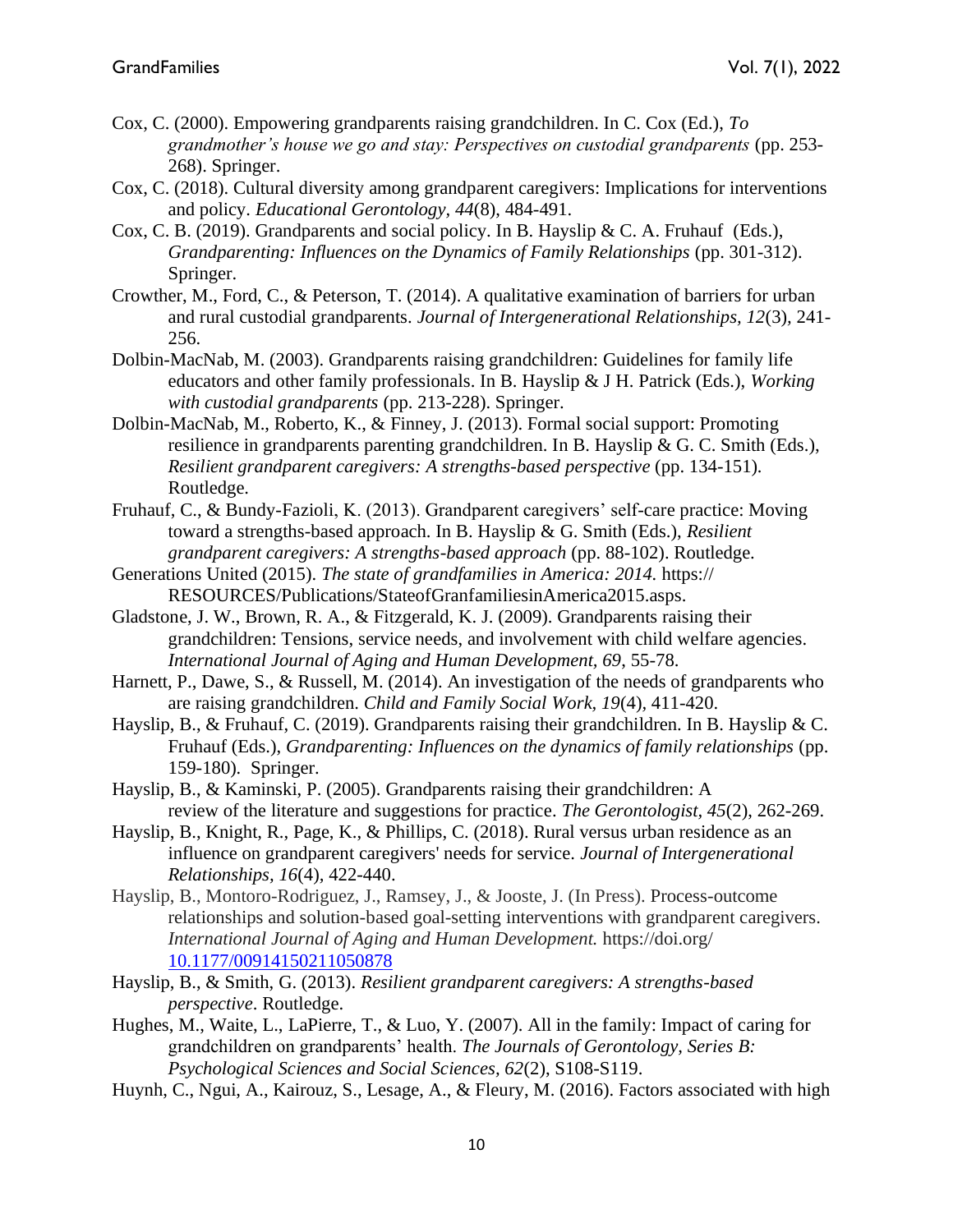Cox, C. (2000). Empowering grandparents raising grandchildren. In C. Cox (Ed.), *To grandmother's house we go and stay: Perspectives on custodial grandparents* (pp. 253-268). Springer.

Cox, C. (2018). Cultural diversity among grandparent caregivers: Implications for interventions and policy. *Educational Gerontology, 44*(8), 484-491.

Cox, C. B. (2019). Grandparents and social policy. In B. Hayslip & C. A. Fruhauf (Eds.), *Grandparenting: Influences on the Dynamics of Family Relationships* (pp. 301-312). Springer.

Crowther, M., Ford, C., & Peterson, T. (2014). A qualitative examination of barriers for urban and rural custodial grandparents. *Journal of Intergenerational Relationships, 12*(3), 241-256.

Dolbin-MacNab, M. (2003). Grandparents raising grandchildren: Guidelines for family life educators and other family professionals. In B. Hayslip & J H. Patrick (Eds.), *Working with custodial grandparents* (pp. 213-228). Springer.

Dolbin-MacNab, M., Roberto, K., & Finney, J. (2013). Formal social support: Promoting resilience in grandparents parenting grandchildren. In B. Hayslip & G. C. Smith (Eds.), *Resilient grandparent caregivers: A strengths-based perspective* (pp. 134-151). Routledge.

Fruhauf, C., & Bundy-Fazioli, K. (2013). Grandparent caregivers' self-care practice: Moving toward a strengths-based approach. In B. Hayslip & G. Smith (Eds.), *Resilient grandparent caregivers: A strengths-based approach* (pp. 88-102). Routledge.

Generations United (2015). *The state of grandfamilies in America: 2014.* https:// RESOURCES/Publications/StateofGranfamiliesinAmerica2015.asps.

Gladstone, J. W., Brown, R. A., & Fitzgerald, K. J. (2009). Grandparents raising their grandchildren: Tensions, service needs, and involvement with child welfare agencies. *International Journal of Aging and Human Development, 69*, 55-78.

Harnett, P., Dawe, S., & Russell, M. (2014). An investigation of the needs of grandparents who are raising grandchildren. *Child and Family Social Work, 19*(4), 411-420.

Hayslip, B., & Fruhauf, C. (2019). Grandparents raising their grandchildren. In B. Hayslip & C. Fruhauf (Eds.), *Grandparenting: Influences on the dynamics of family relationships* (pp. 159-180). Springer.

Hayslip, B., & Kaminski, P. (2005). Grandparents raising their grandchildren: A review of the literature and suggestions for practice. *The Gerontologist, 45*(2), 262-269.

Hayslip, B., Knight, R., Page, K., & Phillips, C. (2018). Rural versus urban residence as an influence on grandparent caregivers' needs for service. *Journal of Intergenerational Relationships, 16*(4), 422-440.

Hayslip, B., Montoro-Rodriguez, J., Ramsey, J., & Jooste, J. (In Press). Process-outcome relationships and solution-based goal-setting interventions with grandparent caregivers. *International Journal of Aging and Human Development.* https://doi.org/ 10.1177/00914150211050878

Hayslip, B., & Smith, G. (2013). *Resilient grandparent caregivers: A strengths-based perspective*. Routledge.

Hughes, M., Waite, L., LaPierre, T., & Luo, Y. (2007). All in the family: Impact of caring for grandchildren on grandparents' health. *The Journals of Gerontology, Series B: Psychological Sciences and Social Sciences, 62*(2), S108-S119.

Huynh, C., Ngui, A., Kairouz, S., Lesage, A., & Fleury, M. (2016). Factors associated with high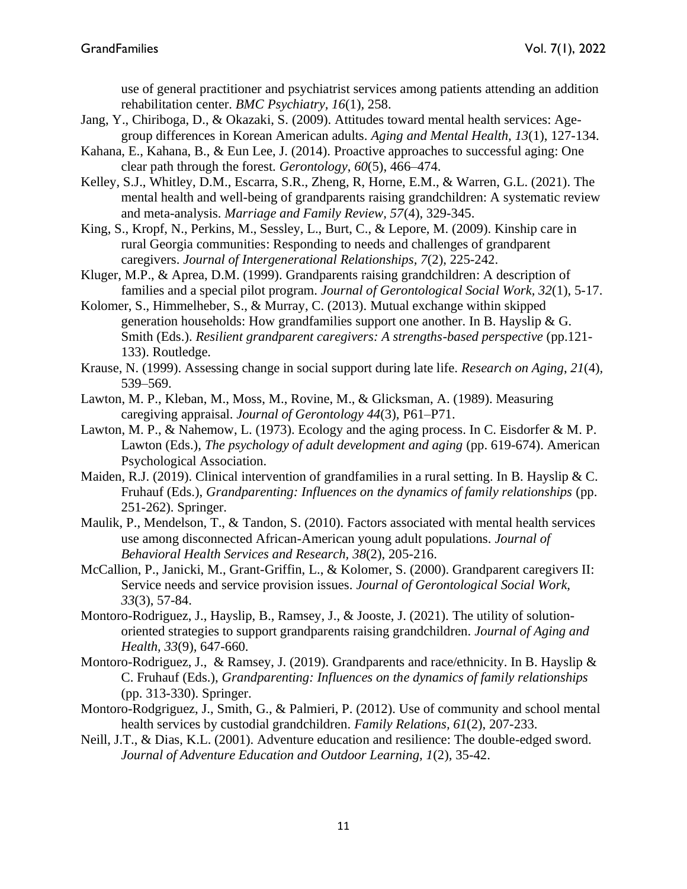use of general practitioner and psychiatrist services among patients attending an addition rehabilitation center. *BMC Psychiatry, 16*(1), 258.

Jang, Y., Chiriboga, D., & Okazaki, S. (2009). Attitudes toward mental health services: Age-group differences in Korean American adults. *Aging and Mental Health, 13*(1), 127-134.

Kahana, E., Kahana, B., & Eun Lee, J. (2014). Proactive approaches to successful aging: One clear path through the forest. *Gerontology*, *60*(5), 466–474.

Kelley, S.J., Whitley, D.M., Escarra, S.R., Zheng, R, Horne, E.M., & Warren, G.L. (2021). The mental health and well-being of grandparents raising grandchildren: A systematic review and meta-analysis. *Marriage and Family Review*, *57*(4), 329-345.

King, S., Kropf, N., Perkins, M., Sessley, L., Burt, C., & Lepore, M. (2009). Kinship care in rural Georgia communities: Responding to needs and challenges of grandparent caregivers. *Journal of Intergenerational Relationships, 7*(2), 225-242.

Kluger, M.P., & Aprea, D.M. (1999). Grandparents raising grandchildren: A description of families and a special pilot program. *Journal of Gerontological Social Work*, *32*(1), 5-17.

Kolomer, S., Himmelheber, S., & Murray, C. (2013). Mutual exchange within skipped generation households: How grandfamilies support one another. In B. Hayslip & G. Smith (Eds.). *Resilient grandparent caregivers: A strengths-based perspective* (pp.121-133). Routledge.

Krause, N. (1999). Assessing change in social support during late life. *Research on Aging*, *21*(4), 539–569.

Lawton, M. P., Kleban, M., Moss, M., Rovine, M., & Glicksman, A. (1989). Measuring caregiving appraisal. *Journal of Gerontology 44*(3), P61–P71.

Lawton, M. P., & Nahemow, L. (1973). Ecology and the aging process. In C. Eisdorfer & M. P. Lawton (Eds.), *The psychology of adult development and aging* (pp. 619-674). American Psychological Association.

Maiden, R.J. (2019). Clinical intervention of grandfamilies in a rural setting. In B. Hayslip & C. Fruhauf (Eds.), *Grandparenting: Influences on the dynamics of family relationships* (pp. 251-262). Springer.

Maulik, P., Mendelson, T., & Tandon, S. (2010). Factors associated with mental health services use among disconnected African-American young adult populations. *Journal of Behavioral Health Services and Research*, *38*(2), 205-216.

McCallion, P., Janicki, M., Grant-Griffin, L., & Kolomer, S. (2000). Grandparent caregivers II: Service needs and service provision issues. *Journal of Gerontological Social Work, 33*(3), 57-84.

Montoro-Rodriguez, J., Hayslip, B., Ramsey, J., & Jooste, J. (2021). The utility of solution-oriented strategies to support grandparents raising grandchildren. *Journal of Aging and Health, 33*(9), 647-660.

Montoro-Rodriguez, J., & Ramsey, J. (2019). Grandparents and race/ethnicity. In B. Hayslip & C. Fruhauf (Eds.), *Grandparenting: Influences on the dynamics of family relationships* (pp. 313-330). Springer.

Montoro-Rodgriguez, J., Smith, G., & Palmieri, P. (2012). Use of community and school mental health services by custodial grandchildren. *Family Relations, 61*(2), 207-233.

Neill, J.T., & Dias, K.L. (2001). Adventure education and resilience: The double-edged sword. *Journal of Adventure Education and Outdoor Learning, 1*(2), 35-42.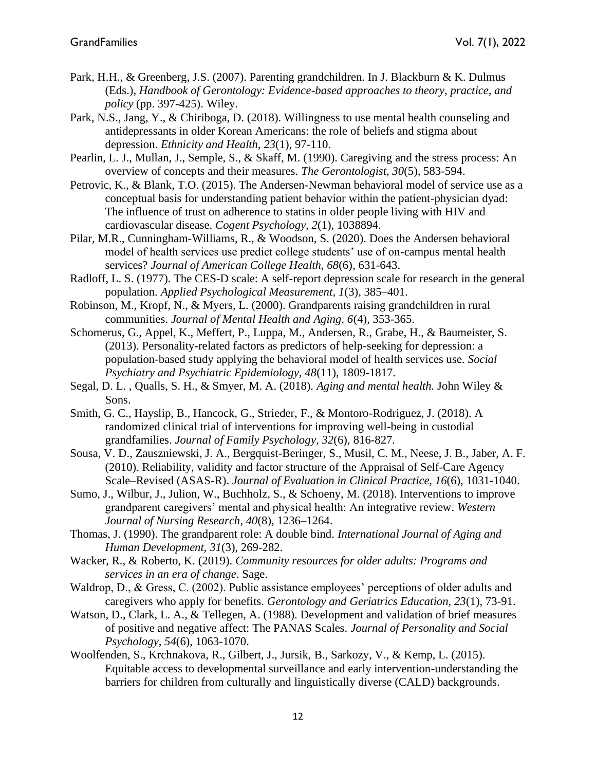Park, H.H., & Greenberg, J.S. (2007). Parenting grandchildren. In J. Blackburn & K. Dulmus (Eds.), *Handbook of Gerontology: Evidence-based approaches to theory, practice, and policy* (pp. 397-425). Wiley.

Park, N.S., Jang, Y., & Chiriboga, D. (2018). Willingness to use mental health counseling and antidepressants in older Korean Americans: the role of beliefs and stigma about depression. *Ethnicity and Health, 23*(1), 97-110.

Pearlin, L. J., Mullan, J., Semple, S., & Skaff, M. (1990). Caregiving and the stress process: An overview of concepts and their measures. *The Gerontologist, 30*(5), 583-594.

Petrovic, K., & Blank, T.O. (2015). The Andersen-Newman behavioral model of service use as a conceptual basis for understanding patient behavior within the patient-physician dyad: The influence of trust on adherence to statins in older people living with HIV and cardiovascular disease. *Cogent Psychology, 2*(1), 1038894.

Pilar, M.R., Cunningham-Williams, R., & Woodson, S. (2020). Does the Andersen behavioral model of health services use predict college students' use of on-campus mental health services? *Journal of American College Health, 68*(6), 631-643.

Radloff, L. S. (1977). The CES-D scale: A self-report depression scale for research in the general population. *Applied Psychological Measurement, 1*(3), 385–401.

Robinson, M., Kropf, N., & Myers, L. (2000). Grandparents raising grandchildren in rural communities. *Journal of Mental Health and Aging, 6*(4), 353-365.

Schomerus, G., Appel, K., Meffert, P., Luppa, M., Andersen, R., Grabe, H., & Baumeister, S. (2013). Personality-related factors as predictors of help-seeking for depression: a population-based study applying the behavioral model of health services use. *Social Psychiatry and Psychiatric Epidemiology, 48*(11), 1809-1817.

Segal, D. L. , Qualls, S. H., & Smyer, M. A. (2018). *Aging and mental health.* John Wiley & Sons.

Smith, G. C., Hayslip, B., Hancock, G., Strieder, F., & Montoro-Rodriguez, J. (2018). A randomized clinical trial of interventions for improving well-being in custodial grandfamilies. *Journal of Family Psychology, 32*(6), 816-827.

Sousa, V. D., Zauszniewski, J. A., Bergquist-Beringer, S., Musil, C. M., Neese, J. B., Jaber, A. F. (2010). Reliability, validity and factor structure of the Appraisal of Self-Care Agency Scale–Revised (ASAS-R). *Journal of Evaluation in Clinical Practice, 16*(6), 1031-1040.

Sumo, J., Wilbur, J., Julion, W., Buchholz, S., & Schoeny, M. (2018). Interventions to improve grandparent caregivers' mental and physical health: An integrative review. *Western Journal of Nursing Research, 40*(8), 1236–1264.

Thomas, J. (1990). The grandparent role: A double bind. *International Journal of Aging and Human Development, 31*(3), 269-282.

Wacker, R., & Roberto, K. (2019). *Community resources for older adults: Programs and services in an era of change*. Sage.

Waldrop, D., & Gress, C. (2002). Public assistance employees' perceptions of older adults and caregivers who apply for benefits. *Gerontology and Geriatrics Education, 23*(1), 73-91.

Watson, D., Clark, L. A., & Tellegen, A. (1988). Development and validation of brief measures of positive and negative affect: The PANAS Scales. *Journal of Personality and Social Psychology, 54*(6), 1063-1070.

Woolfenden, S., Krchnakova, R., Gilbert, J., Jursik, B., Sarkozy, V., & Kemp, L. (2015). Equitable access to developmental surveillance and early intervention-understanding the barriers for children from culturally and linguistically diverse (CALD) backgrounds.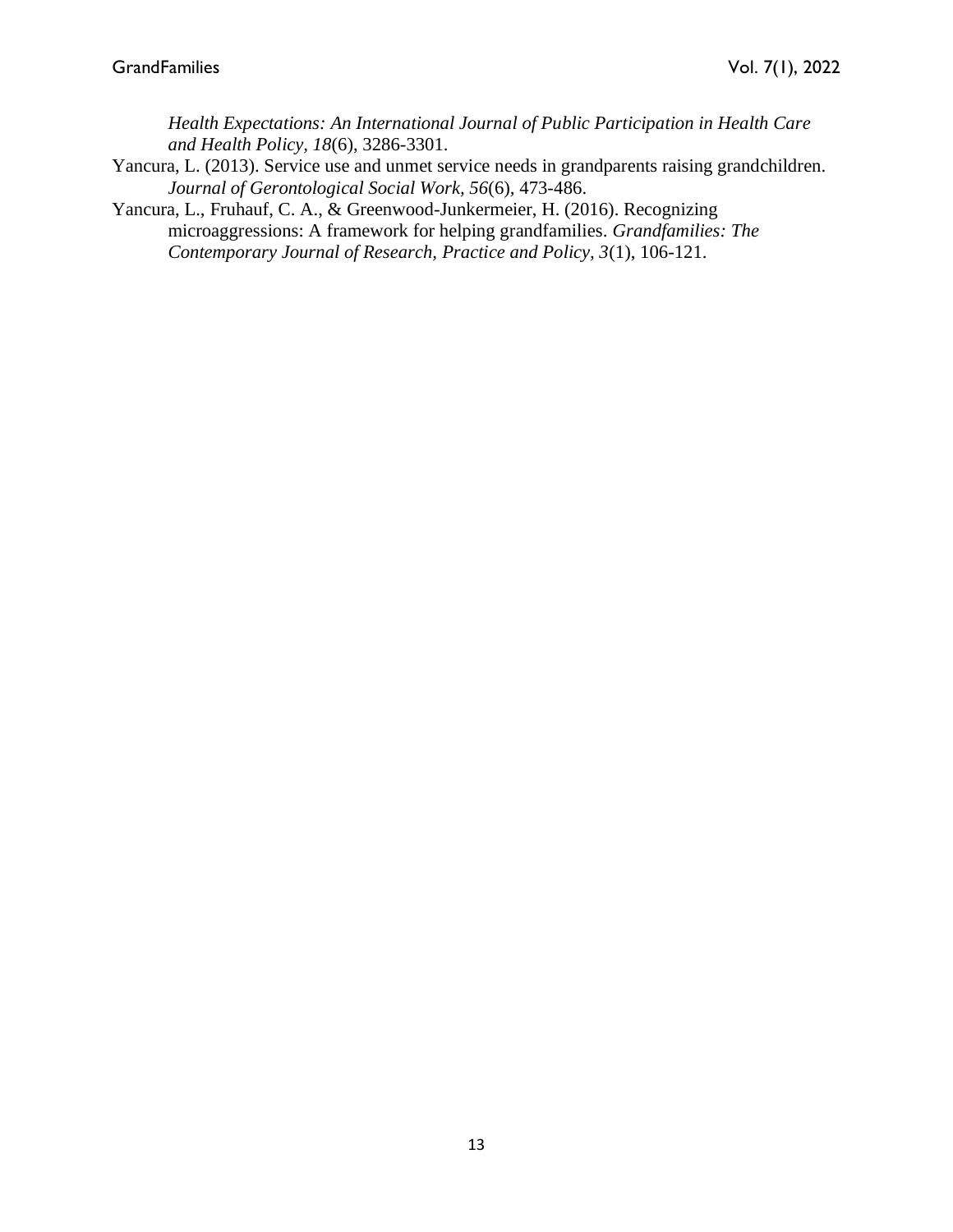*Health Expectations: An International Journal of Public Participation in Health Care and Health Policy, 18*(6), 3286-3301.

Yancura, L. (2013). Service use and unmet service needs in grandparents raising grandchildren. *Journal of Gerontological Social Work, 56*(6), 473-486.

Yancura, L., Fruhauf, C. A., & Greenwood-Junkermeier, H. (2016). Recognizing microaggressions: A framework for helping grandfamilies. *Grandfamilies: The Contemporary Journal of Research, Practice and Policy, 3*(1), 106-121.